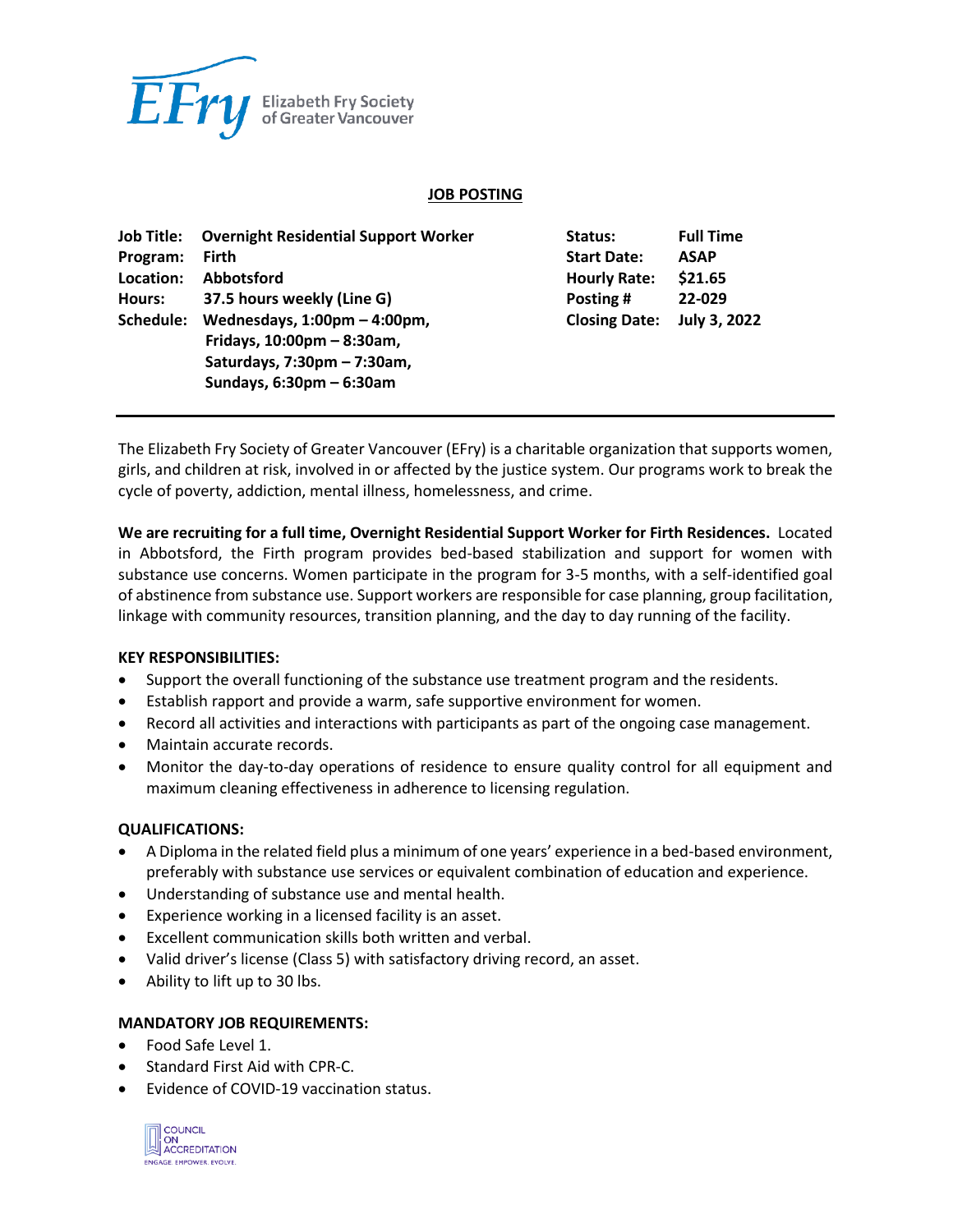Elizabeth Fry Society of Greater Vancouver

# JOB POSTING

| | | | |
|---|---|---|---|
| **Job Title:** | **Overnight Residential Support Worker** | **Status:** | **Full Time** |
| **Program:** | **Firth** | **Start Date:** | **ASAP** |
| **Location:** | **Abbotsford** | **Hourly Rate:** | **$21.65** |
| **Hours:** | **37.5 hours weekly (Line G)** | **Posting #** | **22-029** |
| **Schedule:** | **Wednesdays, 1:00pm – 4:00pm, Fridays, 10:00pm – 8:30am, Saturdays, 7:30pm – 7:30am, Sundays, 6:30pm – 6:30am** | **Closing Date:** | **July 3, 2022** |

---

The Elizabeth Fry Society of Greater Vancouver (EFry) is a charitable organization that supports women, girls, and children at risk, involved in or affected by the justice system. Our programs work to break the cycle of poverty, addiction, mental illness, homelessness, and crime.

**We are recruiting for a full time, Overnight Residential Support Worker for Firth Residences.** Located in Abbotsford, the Firth program provides bed-based stabilization and support for women with substance use concerns. Women participate in the program for 3-5 months, with a self-identified goal of abstinence from substance use. Support workers are responsible for case planning, group facilitation, linkage with community resources, transition planning, and the day to day running of the facility.

**KEY RESPONSIBILITIES:**

- Support the overall functioning of the substance use treatment program and the residents.
- Establish rapport and provide a warm, safe supportive environment for women.
- Record all activities and interactions with participants as part of the ongoing case management.
- Maintain accurate records.
- Monitor the day-to-day operations of residence to ensure quality control for all equipment and maximum cleaning effectiveness in adherence to licensing regulation.

**QUALIFICATIONS:**

- A Diploma in the related field plus a minimum of one years' experience in a bed-based environment, preferably with substance use services or equivalent combination of education and experience.
- Understanding of substance use and mental health.
- Experience working in a licensed facility is an asset.
- Excellent communication skills both written and verbal.
- Valid driver's license (Class 5) with satisfactory driving record, an asset.
- Ability to lift up to 30 lbs.

**MANDATORY JOB REQUIREMENTS:**

- Food Safe Level 1.
- Standard First Aid with CPR-C.
- Evidence of COVID-19 vaccination status.

COUNCIL ON ACCREDITATION
ENGAGE. EMPOWER. EVOLVE.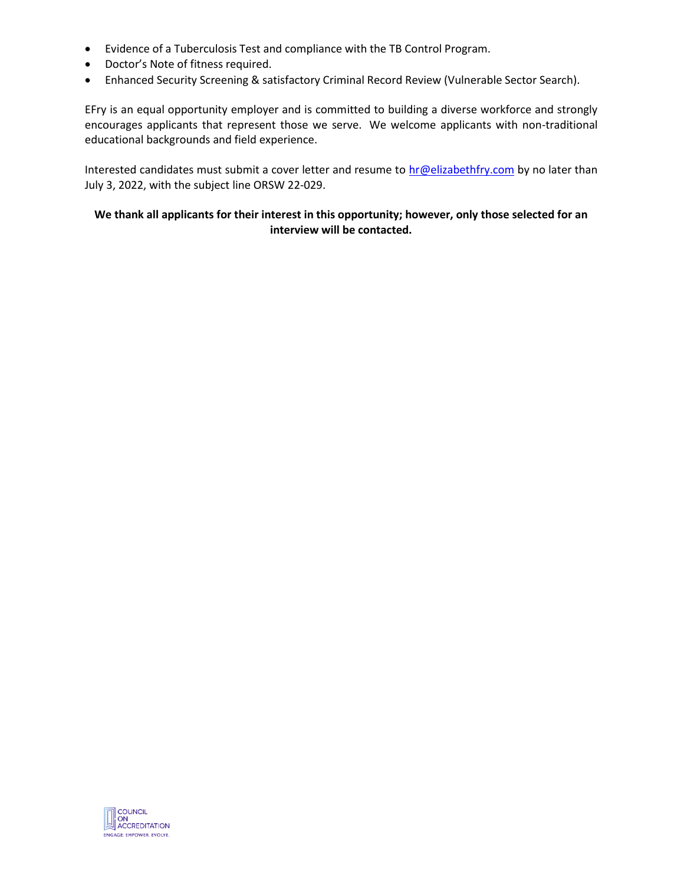- Evidence of a Tuberculosis Test and compliance with the TB Control Program.
- Doctor's Note of fitness required.
- Enhanced Security Screening & satisfactory Criminal Record Review (Vulnerable Sector Search).

EFry is an equal opportunity employer and is committed to building a diverse workforce and strongly encourages applicants that represent those we serve. We welcome applicants with non-traditional educational backgrounds and field experience.

Interested candidates must submit a cover letter and resume to hr@elizabethfry.com by no later than July 3, 2022, with the subject line ORSW 22-029.

**We thank all applicants for their interest in this opportunity; however, only those selected for an interview will be contacted.**

COUNCIL ON ACCREDITATION
ENGAGE. EMPOWER. EVOLVE.